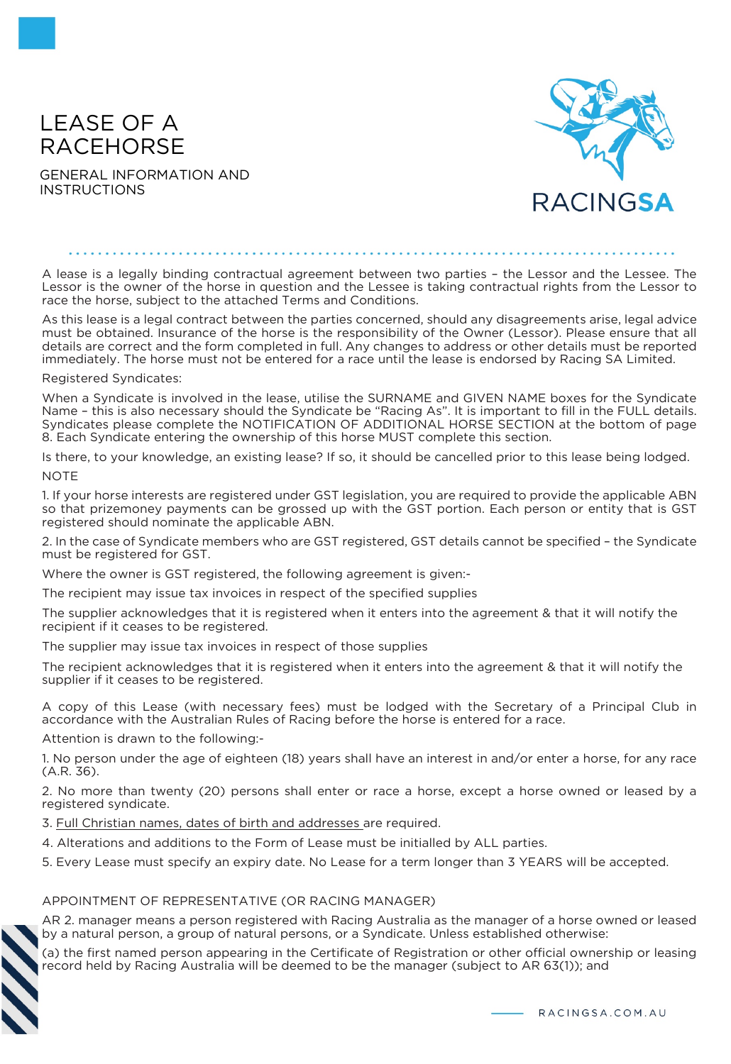# LEASE OF A RACEHORSE

GENERAL INFORMATION AND INSTRUCTIONS

A lease is a legally binding contractual agreement between two parties – the Lessor and the Lessee. The Lessor is the owner of the horse in question and the Lessee is taking contractual rights from the Lessor to race the horse, subject to the attached Terms and Conditions.

As this lease is a legal contract between the parties concerned, should any disagreements arise, legal advice must be obtained. Insurance of the horse is the responsibility of the Owner (Lessor). Please ensure that all details are correct and the form completed in full. Any changes to address or other details must be reported immediately. The horse must not be entered for a race until the lease is endorsed by Racing SA Limited.

Registered Syndicates:

When a Syndicate is involved in the lease, utilise the SURNAME and GIVEN NAME boxes for the Syndicate Name – this is also necessary should the Syndicate be "Racing As". It is important to fill in the FULL details. Syndicates please complete the NOTIFICATION OF ADDITIONAL HORSE SECTION at the bottom of page 8. Each Syndicate entering the ownership of this horse MUST complete this section.

Is there, to your knowledge, an existing lease? If so, it should be cancelled prior to this lease being lodged.

NOTE

1. If your horse interests are registered under GST legislation, you are required to provide the applicable ABN so that prizemoney payments can be grossed up with the GST portion. Each person or entity that is GST registered should nominate the applicable ABN.

2. In the case of Syndicate members who are GST registered, GST details cannot be specified – the Syndicate must be registered for GST.

Where the owner is GST registered, the following agreement is given:-

The recipient may issue tax invoices in respect of the specified supplies

The supplier acknowledges that it is registered when it enters into the agreement & that it will notify the recipient if it ceases to be registered.

The supplier may issue tax invoices in respect of those supplies

The recipient acknowledges that it is registered when it enters into the agreement & that it will notify the supplier if it ceases to be registered.

A copy of this Lease (with necessary fees) must be lodged with the Secretary of a Principal Club in accordance with the Australian Rules of Racing before the horse is entered for a race.

Attention is drawn to the following:-

1. No person under the age of eighteen (18) years shall have an interest in and/or enter a horse, for any race (A.R. 36).
2. No more than twenty (20) persons shall enter or race a horse, except a horse owned or leased by a registered syndicate.
3. Full Christian names, dates of birth and addresses are required.
4. Alterations and additions to the Form of Lease must be initialled by ALL parties.
5. Every Lease must specify an expiry date. No Lease for a term longer than 3 YEARS will be accepted.

APPOINTMENT OF REPRESENTATIVE (OR RACING MANAGER)

AR 2. manager means a person registered with Racing Australia as the manager of a horse owned or leased by a natural person, a group of natural persons, or a Syndicate. Unless established otherwise:

(a) the first named person appearing in the Certificate of Registration or other official ownership or leasing record held by Racing Australia will be deemed to be the manager (subject to AR 63(1)); and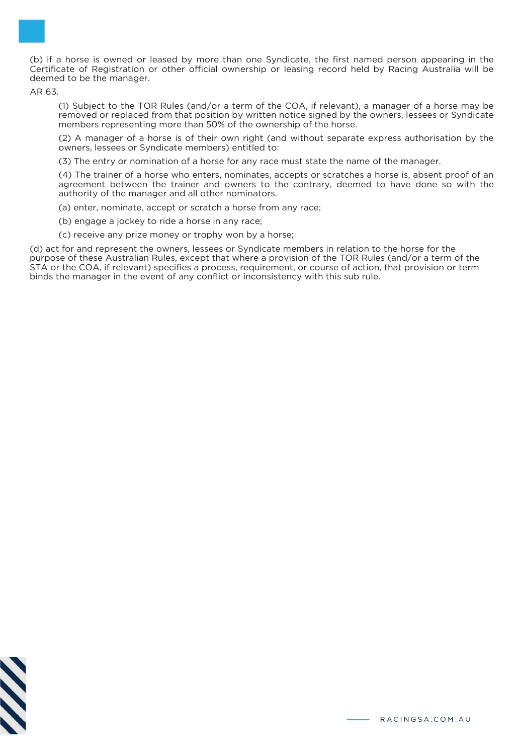(b) if a horse is owned or leased by more than one Syndicate, the first named person appearing in the Certificate of Registration or other official ownership or leasing record held by Racing Australia will be deemed to be the manager.

AR 63.

(1) Subject to the TOR Rules (and/or a term of the COA, if relevant), a manager of a horse may be removed or replaced from that position by written notice signed by the owners, lessees or Syndicate members representing more than 50% of the ownership of the horse.

(2) A manager of a horse is of their own right (and without separate express authorisation by the owners, lessees or Syndicate members) entitled to:

(3) The entry or nomination of a horse for any race must state the name of the manager.

(4) The trainer of a horse who enters, nominates, accepts or scratches a horse is, absent proof of an agreement between the trainer and owners to the contrary, deemed to have done so with the authority of the manager and all other nominators.

(a) enter, nominate, accept or scratch a horse from any race;

(b) engage a jockey to ride a horse in any race;

(c) receive any prize money or trophy won by a horse;

(d) act for and represent the owners, lessees or Syndicate members in relation to the horse for the purpose of these Australian Rules, except that where a provision of the TOR Rules (and/or a term of the STA or the COA, if relevant) specifies a process, requirement, or course of action, that provision or term binds the manager in the event of any conflict or inconsistency with this sub rule.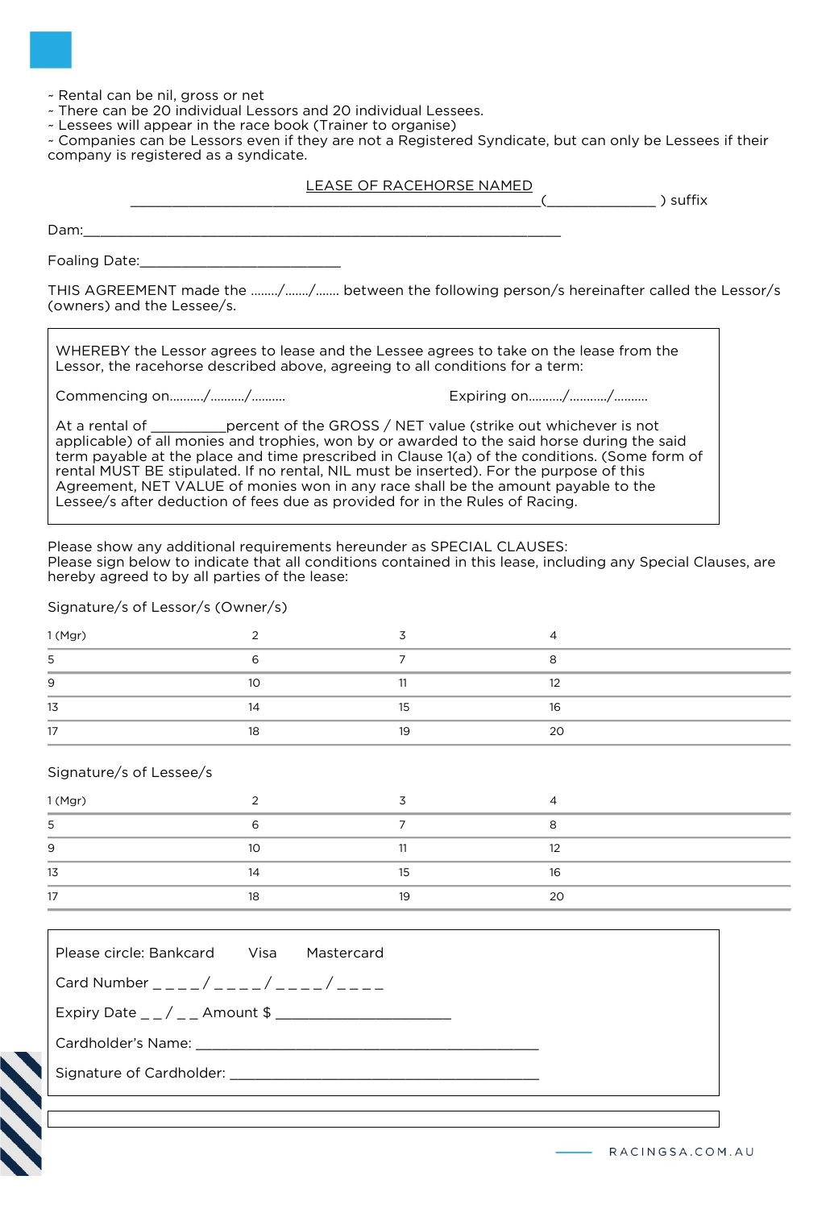- Rental can be nil, gross or net
- There can be 20 individual Lessors and 20 individual Lessees.
- Lessees will appear in the race book (Trainer to organise)
- Companies can be Lessors even if they are not a Registered Syndicate, but can only be Lessees if their company is registered as a syndicate.

## LEASE OF RACEHORSE NAMED

______________________________________________________(_______________ ) suffix

Dam:_______________________________________________________________

Foaling Date:___________________________

THIS AGREEMENT made the ......../......./....... between the following person/s hereinafter called the Lessor/s (owners) and the Lessee/s.

WHEREBY the Lessor agrees to lease and the Lessee agrees to take on the lease from the Lessor, the racehorse described above, agreeing to all conditions for a term:

Commencing on........../........../.........          Expiring on........../.........../.........

At a rental of __________percent of the GROSS / NET value (strike out whichever is not applicable) of all monies and trophies, won by or awarded to the said horse during the said term payable at the place and time prescribed in Clause 1(a) of the conditions. (Some form of rental MUST BE stipulated. If no rental, NIL must be inserted). For the purpose of this Agreement, NET VALUE of monies won in any race shall be the amount payable to the Lessee/s after deduction of fees due as provided for in the Rules of Racing.

Please show any additional requirements hereunder as SPECIAL CLAUSES:
Please sign below to indicate that all conditions contained in this lease, including any Special Clauses, are hereby agreed to by all parties of the lease:

Signature/s of Lessor/s (Owner/s)

| 1 (Mgr) | 2 | 3 | 4 |
|---|---|---|---|
| 5 | 6 | 7 | 8 |
| 9 | 10 | 11 | 12 |
| 13 | 14 | 15 | 16 |
| 17 | 18 | 19 | 20 |

Signature/s of Lessee/s

| 1 (Mgr) | 2 | 3 | 4 |
|---|---|---|---|
| 5 | 6 | 7 | 8 |
| 9 | 10 | 11 | 12 |
| 13 | 14 | 15 | 16 |
| 17 | 18 | 19 | 20 |

Please circle: Bankcard     Visa     Mastercard

Card Number _ _ _ _ / _ _ _ _ / _ _ _ _ / _ _ _ _

Expiry Date _ _ / _ _ Amount $ ______________________

Cardholder's Name: _____________________________________________

Signature of Cardholder: __________________________________________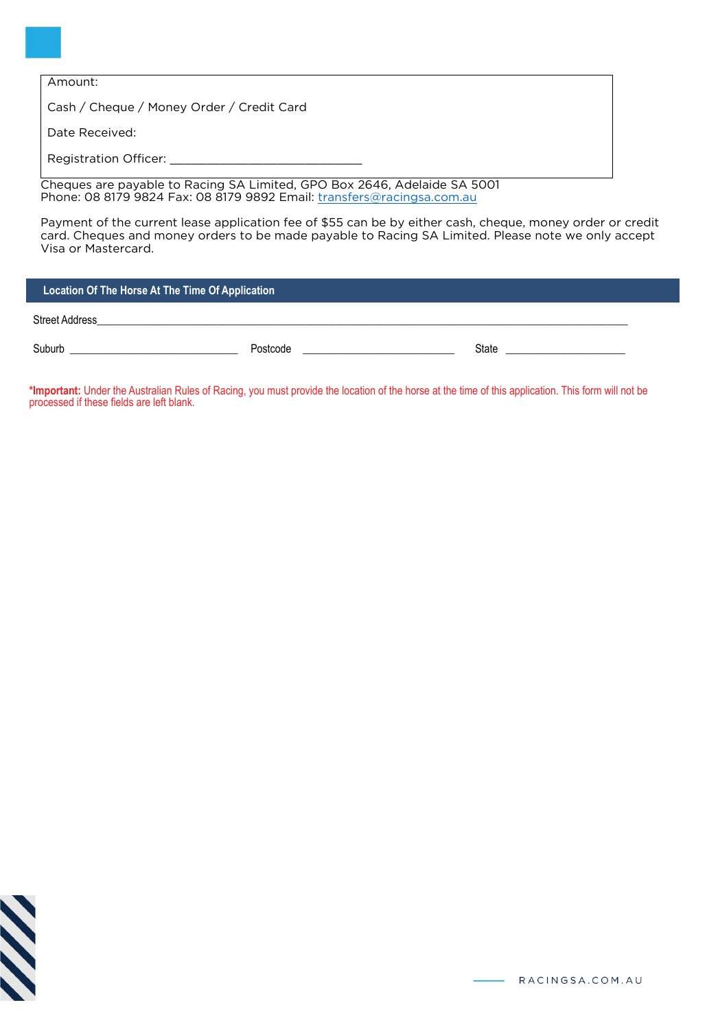Amount:

Cash / Cheque / Money Order / Credit Card

Date Received:

Registration Officer: ______________________________

Cheques are payable to Racing SA Limited, GPO Box 2646, Adelaide SA 5001
Phone: 08 8179 9824 Fax: 08 8179 9892 Email: transfers@racingsa.com.au

Payment of the current lease application fee of $55 can be by either cash, cheque, money order or credit card. Cheques and money orders to be made payable to Racing SA Limited. Please note we only accept Visa or Mastercard.

## Location Of The Horse At The Time Of Application

Street Address______________________________________________________________________

Suburb ______________________________ Postcode ___________________________ State _____________________

**\*Important:** Under the Australian Rules of Racing, you must provide the location of the horse at the time of this application. This form will not be processed if these fields are left blank.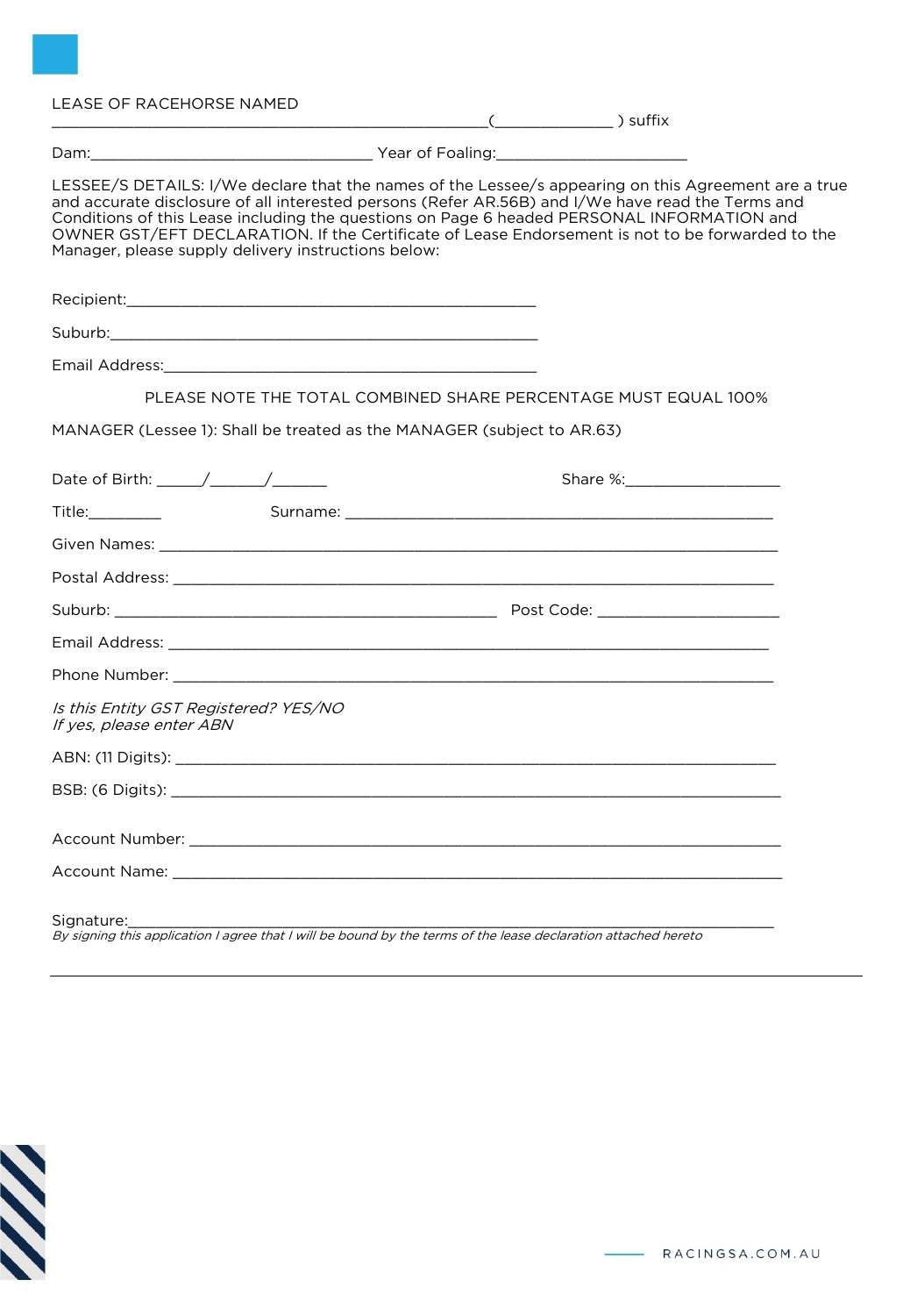LEASE OF RACEHORSE NAMED
___________________________________________________(______________ ) suffix

Dam:_________________________________ Year of Foaling:______________________

LESSEE/S DETAILS: I/We declare that the names of the Lessee/s appearing on this Agreement are a true and accurate disclosure of all interested persons (Refer AR.56B) and I/We have read the Terms and Conditions of this Lease including the questions on Page 6 headed PERSONAL INFORMATION and OWNER GST/EFT DECLARATION. If the Certificate of Lease Endorsement is not to be forwarded to the Manager, please supply delivery instructions below:

Recipient:_________________________________________________

Suburb:___________________________________________________

Email Address:_____________________________________________

PLEASE NOTE THE TOTAL COMBINED SHARE PERCENTAGE MUST EQUAL 100%

MANAGER (Lessee 1): Shall be treated as the MANAGER (subject to AR.63)

Date of Birth: _____/______/______ Share %:__________________

Title:_________ Surname: __________________________________________________

Given Names: _____________________________________________________________________

Postal Address: ___________________________________________________________________

Suburb: _____________________________________________ Post Code: _____________________

Email Address: ____________________________________________________________________

Phone Number: ____________________________________________________________________

*Is this Entity GST Registered? YES/NO*
*If yes, please enter ABN*

ABN: (11 Digits): ____________________________________________________________________

BSB: (6 Digits): _____________________________________________________________________

Account Number: ____________________________________________________________________

Account Name: ______________________________________________________________________

Signature:__________________________________________________________________________
*By signing this application I agree that I will be bound by the terms of the lease declaration attached hereto*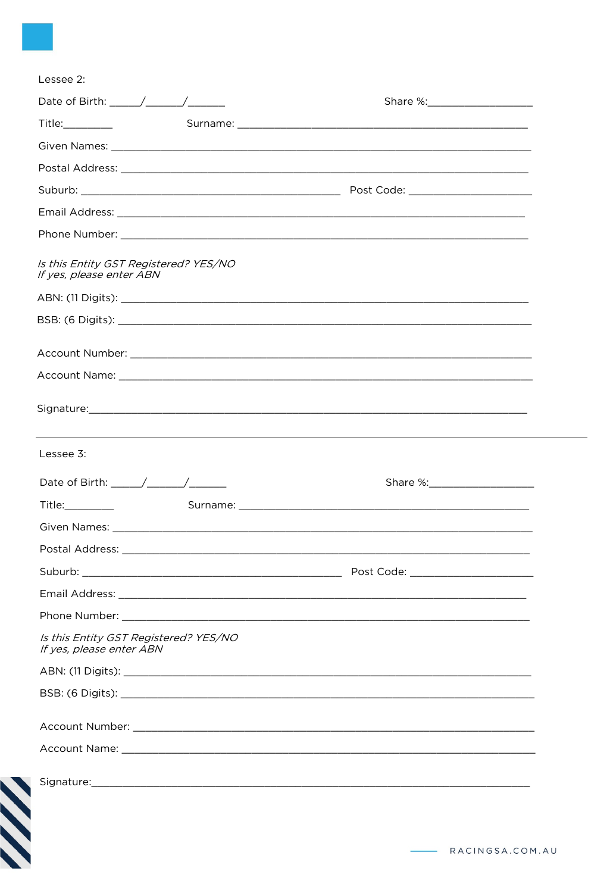Lessee 2:

Date of Birth: _____/______/______ Share %:_________________

Title:________ Surname: ________________________________________________

Given Names: ____________________________________________________________

Postal Address: __________________________________________________________

Suburb: ______________________________________ Post Code: ___________________

Email Address: __________________________________________________________

Phone Number: __________________________________________________________

*Is this Entity GST Registered? YES/NO*
*If yes, please enter ABN*

ABN: (11 Digits): ________________________________________________________

BSB: (6 Digits): _________________________________________________________

Account Number: ________________________________________________________

Account Name: __________________________________________________________

Signature:______________________________________________________________

---

Lessee 3:

Date of Birth: _____/______/______ Share %:_________________

Title:________ Surname: ________________________________________________

Given Names: ____________________________________________________________

Postal Address: __________________________________________________________

Suburb: ______________________________________ Post Code: ___________________

Email Address: __________________________________________________________

Phone Number: __________________________________________________________

*Is this Entity GST Registered? YES/NO*
*If yes, please enter ABN*

ABN: (11 Digits): ________________________________________________________

BSB: (6 Digits): _________________________________________________________

Account Number: ________________________________________________________

Account Name: __________________________________________________________

Signature:______________________________________________________________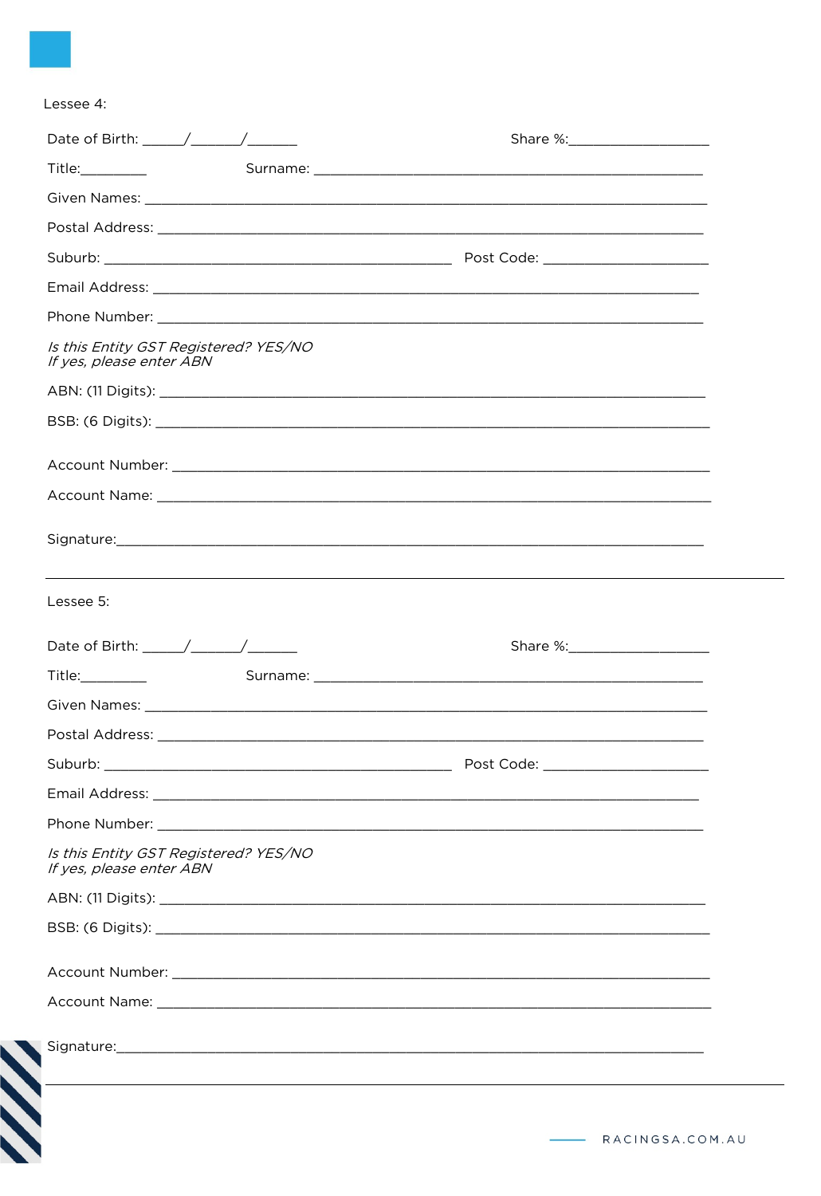Lessee 4:

Date of Birth: _____/______/______ Share %:__________________

Title:_________ Surname: ___________________________________________________

Given Names: ____________________________________________________________________

Postal Address: _________________________________________________________________

Suburb: ____________________________________________ Post Code: _____________________

Email Address: ________________________________________________________________

Phone Number: _________________________________________________________________

*Is this Entity GST Registered? YES/NO*
*If yes, please enter ABN*

ABN: (11 Digits): _______________________________________________________________

BSB: (6 Digits): ________________________________________________________________

Account Number: _______________________________________________________________

Account Name: _________________________________________________________________

Signature:______________________________________________________________________

---

Lessee 5:

Date of Birth: _____/______/______ Share %:__________________

Title:_________ Surname: ___________________________________________________

Given Names: ____________________________________________________________________

Postal Address: _________________________________________________________________

Suburb: ____________________________________________ Post Code: _____________________

Email Address: ________________________________________________________________

Phone Number: _________________________________________________________________

*Is this Entity GST Registered? YES/NO*
*If yes, please enter ABN*

ABN: (11 Digits): _______________________________________________________________

BSB: (6 Digits): ________________________________________________________________

Account Number: _______________________________________________________________

Account Name: _________________________________________________________________

Signature:______________________________________________________________________

---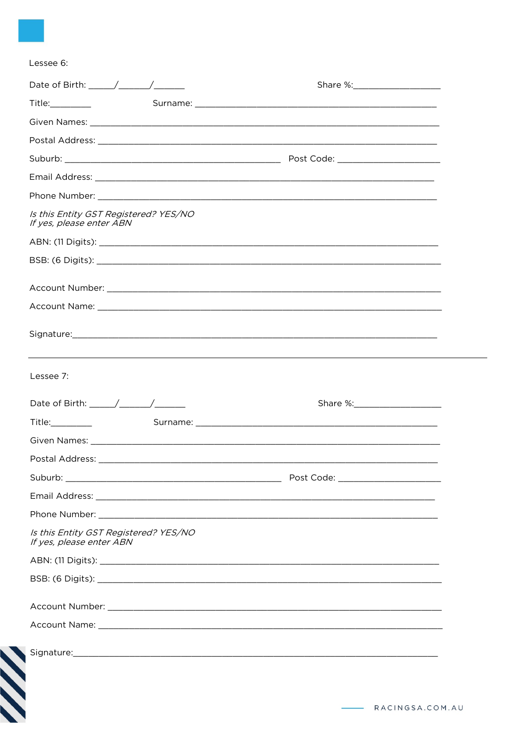Lessee 6:

Date of Birth: _____/______/______ Share %:_________________

Title:________ Surname: _______________________________________________

Given Names: _____________________________________________________________

Postal Address: ___________________________________________________________

Suburb: __________________________________________ Post Code: ____________________

Email Address: ____________________________________________________________

Phone Number: _____________________________________________________________

*Is this Entity GST Registered? YES/NO*
*If yes, please enter ABN*

ABN: (11 Digits): _________________________________________________________

BSB: (6 Digits): __________________________________________________________

Account Number: ___________________________________________________________

Account Name: _____________________________________________________________

Signature:_________________________________________________________________

---

Lessee 7:

Date of Birth: _____/______/______ Share %:_________________

Title:________ Surname: _______________________________________________

Given Names: _____________________________________________________________

Postal Address: ___________________________________________________________

Suburb: __________________________________________ Post Code: ____________________

Email Address: ____________________________________________________________

Phone Number: _____________________________________________________________

*Is this Entity GST Registered? YES/NO*
*If yes, please enter ABN*

ABN: (11 Digits): _________________________________________________________

BSB: (6 Digits): __________________________________________________________

Account Number: ___________________________________________________________

Account Name: _____________________________________________________________

Signature:_________________________________________________________________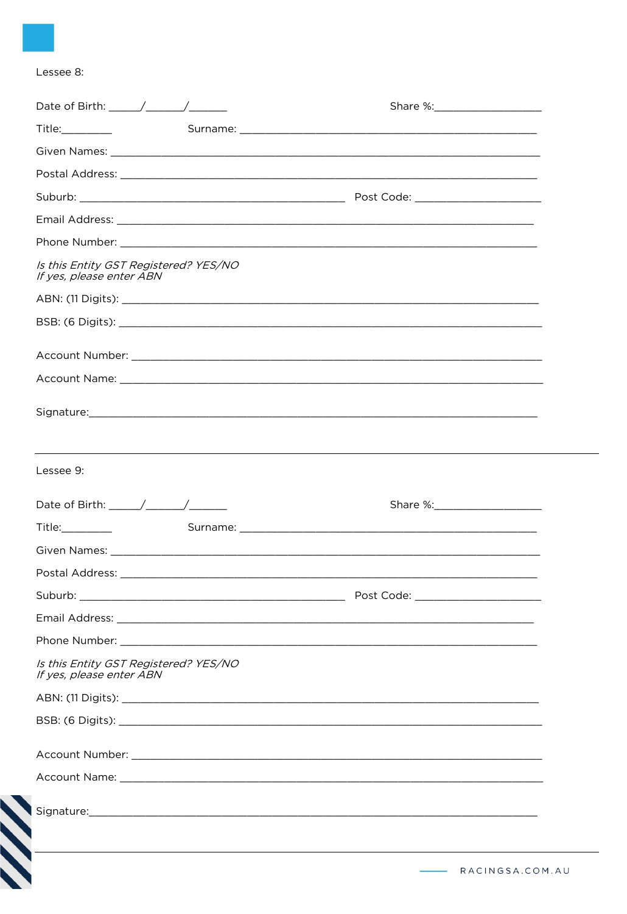Lessee 8:

Date of Birth: _____/______/______ Share %:_________________

Title:________ Surname: ______________________________________________

Given Names: __________________________________________________________________

Postal Address: ________________________________________________________________

Suburb: ________________________________________ Post Code: ___________________

Email Address: ________________________________________________________________

Phone Number: _________________________________________________________________

*Is this Entity GST Registered? YES/NO*
*If yes, please enter ABN*

ABN: (11 Digits): ______________________________________________________________

BSB: (6 Digits): _______________________________________________________________

Account Number: ________________________________________________________________

Account Name: __________________________________________________________________

Signature:_____________________________________________________________________

---

Lessee 9:

Date of Birth: _____/______/______ Share %:_________________

Title:________ Surname: ______________________________________________

Given Names: __________________________________________________________________

Postal Address: ________________________________________________________________

Suburb: ________________________________________ Post Code: ___________________

Email Address: ________________________________________________________________

Phone Number: _________________________________________________________________

*Is this Entity GST Registered? YES/NO*
*If yes, please enter ABN*

ABN: (11 Digits): ______________________________________________________________

BSB: (6 Digits): _______________________________________________________________

Account Number: ________________________________________________________________

Account Name: __________________________________________________________________

Signature:_____________________________________________________________________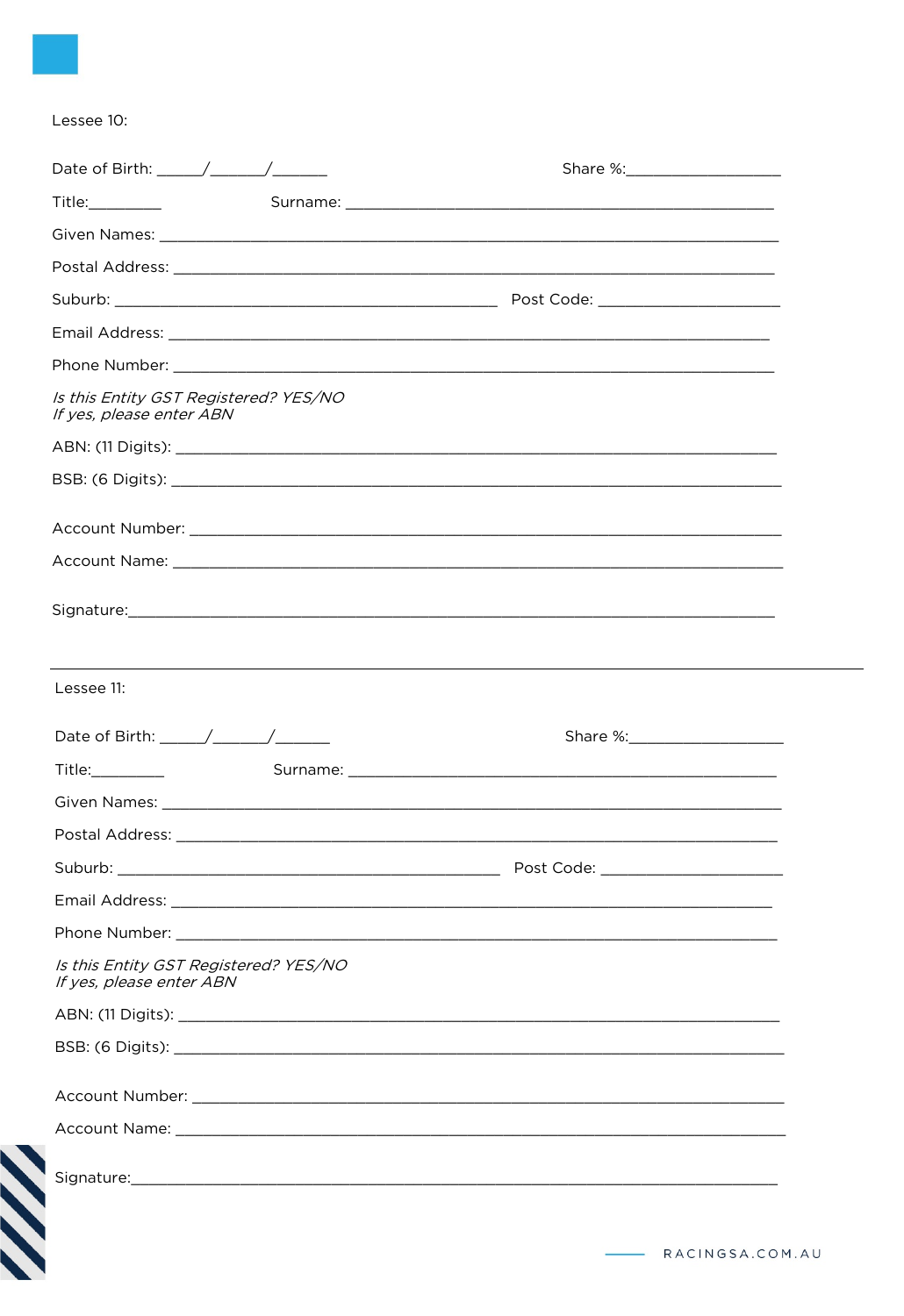Lessee 10:

Date of Birth: _____/______/______ Share %:__________________

Title:_________ Surname: ___________________________________________________

Given Names: ______________________________________________________________________

Postal Address: ____________________________________________________________________

Suburb: ______________________________________________ Post Code: _____________________

Email Address: _____________________________________________________________________

Phone Number: ______________________________________________________________________

*Is this Entity GST Registered? YES/NO*
*If yes, please enter ABN*

ABN: (11 Digits): __________________________________________________________________

BSB: (6 Digits): ___________________________________________________________________

Account Number: ____________________________________________________________________

Account Name: ______________________________________________________________________

Signature:__________________________________________________________________________

---

Lessee 11:

Date of Birth: _____/______/______ Share %:__________________

Title:_________ Surname: ___________________________________________________

Given Names: ______________________________________________________________________

Postal Address: ____________________________________________________________________

Suburb: ______________________________________________ Post Code: _____________________

Email Address: _____________________________________________________________________

Phone Number: ______________________________________________________________________

*Is this Entity GST Registered? YES/NO*
*If yes, please enter ABN*

ABN: (11 Digits): __________________________________________________________________

BSB: (6 Digits): ___________________________________________________________________

Account Number: ____________________________________________________________________

Account Name: ______________________________________________________________________

Signature:__________________________________________________________________________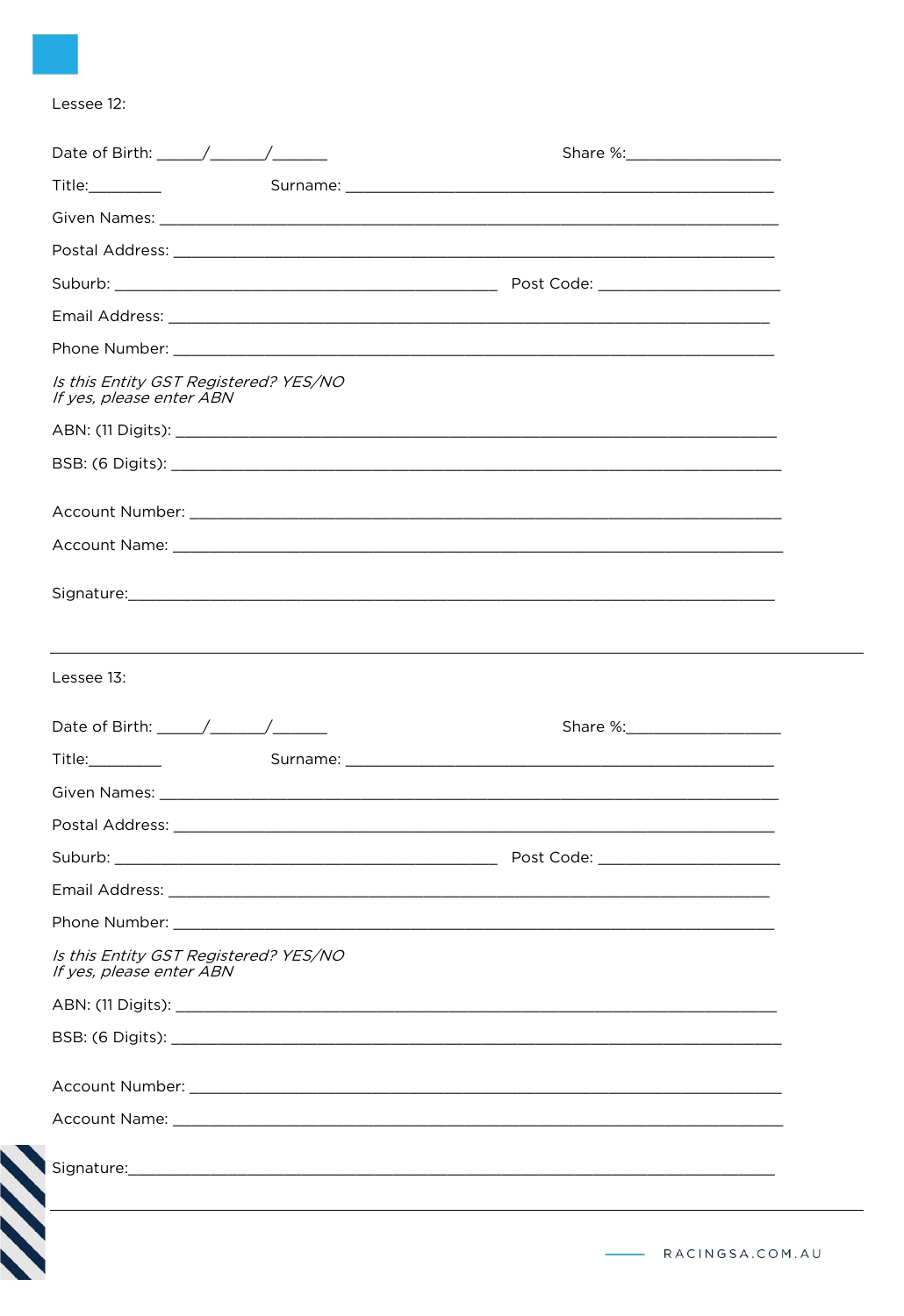Lessee 12:

Date of Birth: _____/______/______ Share %:__________________

Title:_________ Surname: ___________________________________________________

Given Names: _________________________________________________________________

Postal Address: _______________________________________________________________

Suburb: ____________________________________________ Post Code: ____________________

Email Address: ______________________________________________________________

Phone Number: _______________________________________________________________

*Is this Entity GST Registered? YES/NO*
*If yes, please enter ABN*

ABN: (11 Digits): _____________________________________________________________

BSB: (6 Digits): _______________________________________________________________

Account Number: ______________________________________________________________

Account Name: ________________________________________________________________

Signature:____________________________________________________________________

---

Lessee 13:

Date of Birth: _____/______/______ Share %:__________________

Title:_________ Surname: ___________________________________________________

Given Names: _________________________________________________________________

Postal Address: _______________________________________________________________

Suburb: ____________________________________________ Post Code: ____________________

Email Address: ______________________________________________________________

Phone Number: _______________________________________________________________

*Is this Entity GST Registered? YES/NO*
*If yes, please enter ABN*

ABN: (11 Digits): _____________________________________________________________

BSB: (6 Digits): _______________________________________________________________

Account Number: ______________________________________________________________

Account Name: ________________________________________________________________

Signature:____________________________________________________________________

---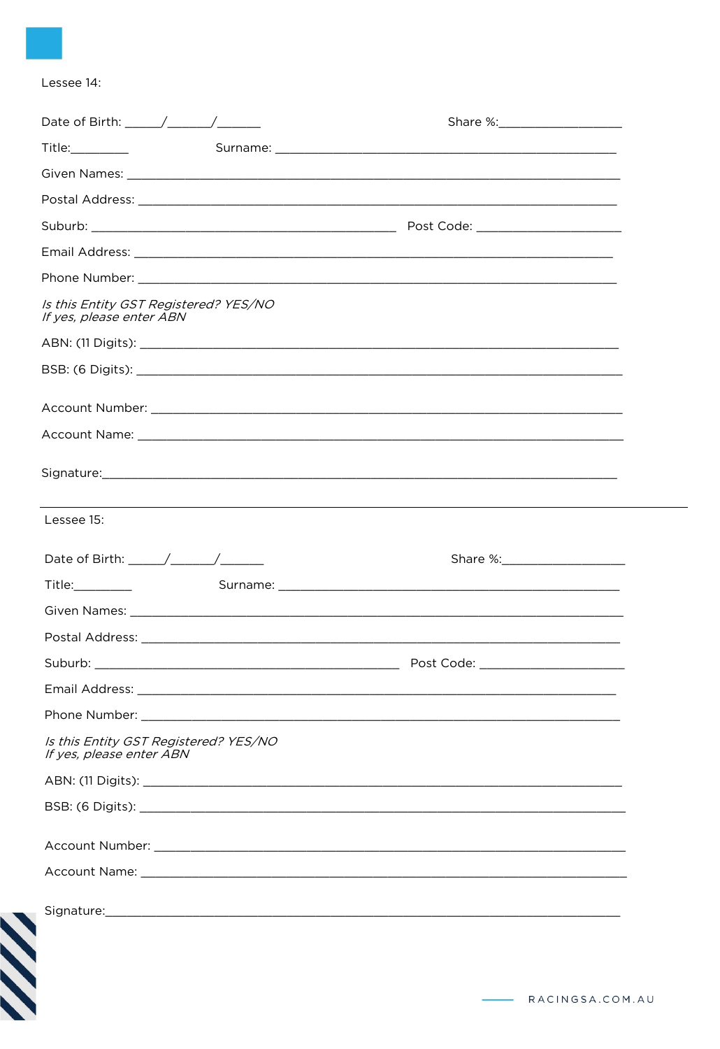Lessee 14:

Date of Birth: _____/______/______ Share %:_________________

Title:________ Surname: _______________________________________________

Given Names: ________________________________________________________________

Postal Address: ______________________________________________________________

Suburb: ________________________________________ Post Code: ___________________

Email Address: _______________________________________________________________

Phone Number: _______________________________________________________________

*Is this Entity GST Registered? YES/NO*
*If yes, please enter ABN*

ABN: (11 Digits): _____________________________________________________________

BSB: (6 Digits): ______________________________________________________________

Account Number: _____________________________________________________________

Account Name: _______________________________________________________________

Signature:___________________________________________________________________

---

Lessee 15:

Date of Birth: _____/______/______ Share %:_________________

Title:________ Surname: _______________________________________________

Given Names: ________________________________________________________________

Postal Address: ______________________________________________________________

Suburb: ________________________________________ Post Code: ___________________

Email Address: _______________________________________________________________

Phone Number: _______________________________________________________________

*Is this Entity GST Registered? YES/NO*
*If yes, please enter ABN*

ABN: (11 Digits): _____________________________________________________________

BSB: (6 Digits): ______________________________________________________________

Account Number: _____________________________________________________________

Account Name: _______________________________________________________________

Signature:___________________________________________________________________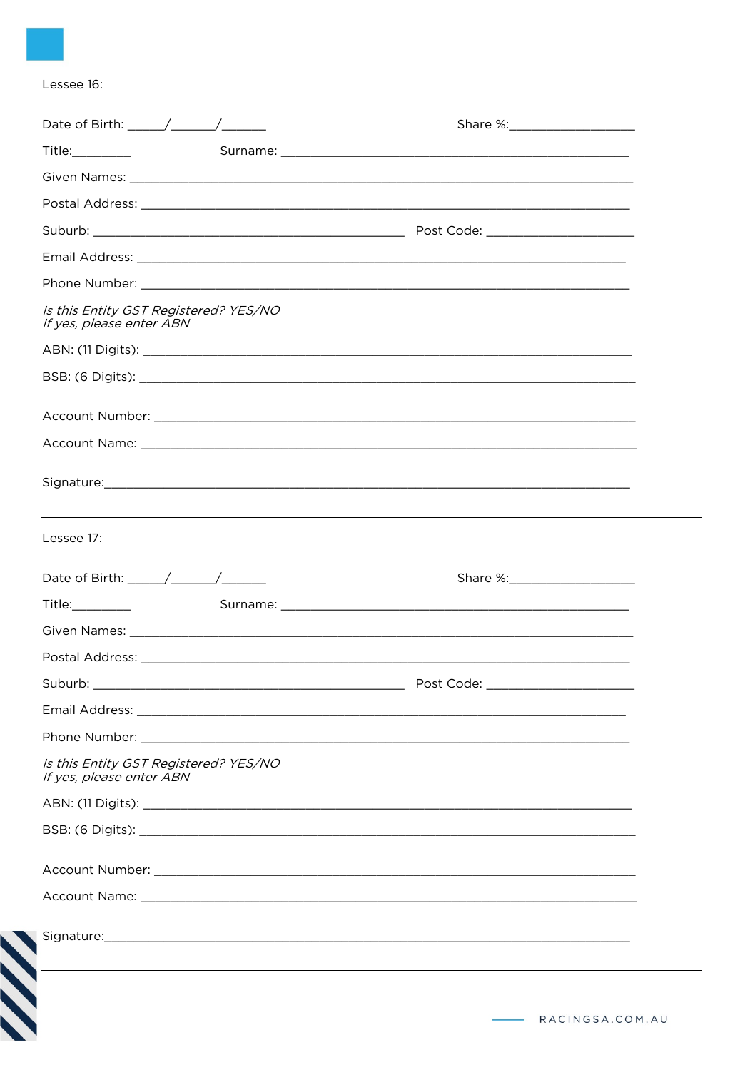Lessee 16:

Date of Birth: _____/______/______ Share %:__________________

Title:_________ Surname: ______________________________________________

Given Names: ________________________________________________________

Postal Address: ______________________________________________________

Suburb: ________________________________________ Post Code: ___________________

Email Address: ______________________________________________________

Phone Number: ______________________________________________________

*Is this Entity GST Registered? YES/NO*
*If yes, please enter ABN*

ABN: (11 Digits): ____________________________________________________

BSB: (6 Digits): ______________________________________________________

Account Number: ____________________________________________________

Account Name: ______________________________________________________

Signature:__________________________________________________________

---

Lessee 17:

Date of Birth: _____/______/______ Share %:__________________

Title:_________ Surname: ______________________________________________

Given Names: ________________________________________________________

Postal Address: ______________________________________________________

Suburb: ________________________________________ Post Code: ___________________

Email Address: ______________________________________________________

Phone Number: ______________________________________________________

*Is this Entity GST Registered? YES/NO*
*If yes, please enter ABN*

ABN: (11 Digits): ____________________________________________________

BSB: (6 Digits): ______________________________________________________

Account Number: ____________________________________________________

Account Name: ______________________________________________________

Signature:__________________________________________________________

---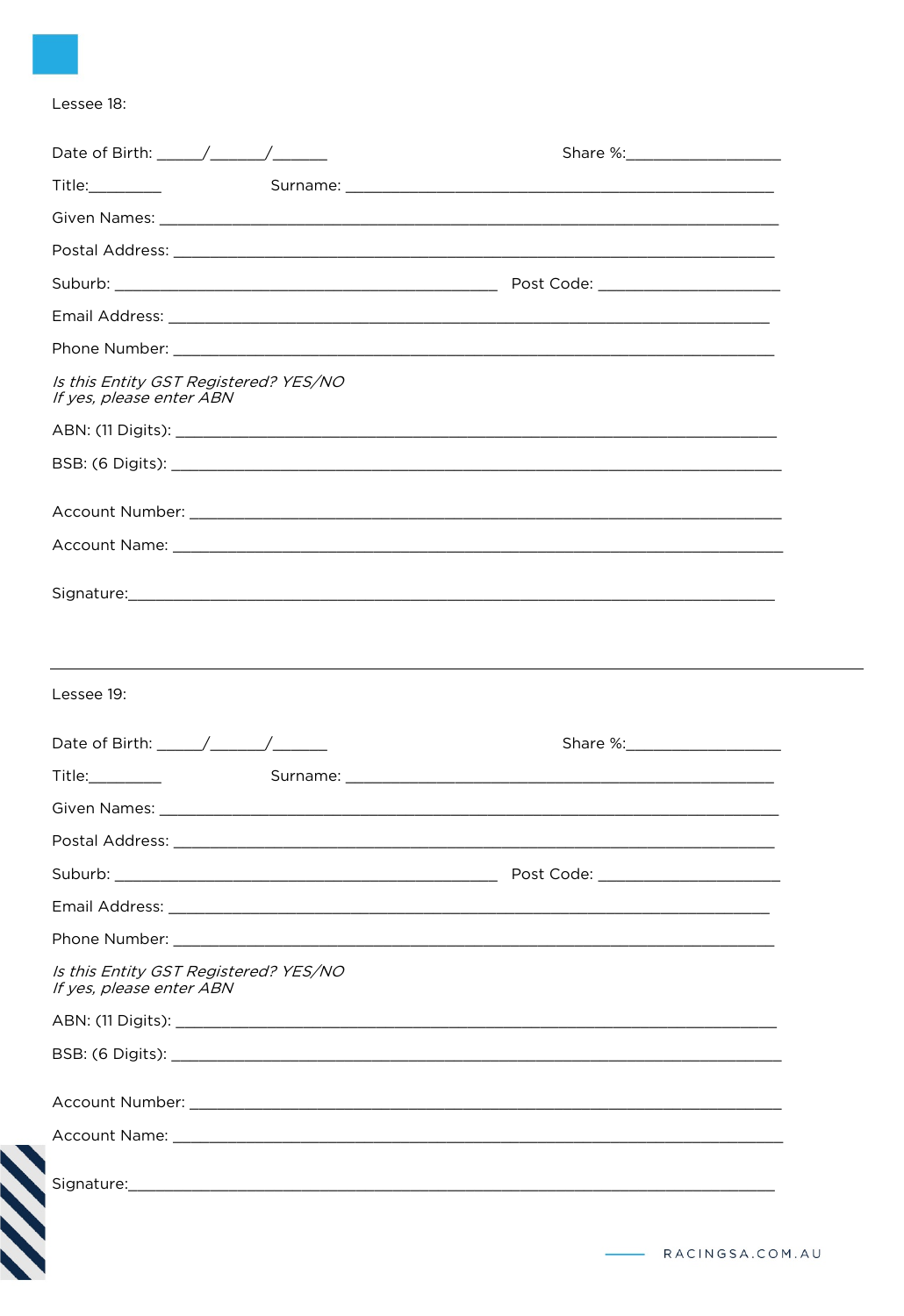Lessee 18:

Date of Birth: _____/______/______ Share %:_________________

Title:________ Surname: _______________________________________________

Given Names: ____________________________________________________________

Postal Address: __________________________________________________________

Suburb: _________________________________________ Post Code: ____________________

Email Address: ___________________________________________________________

Phone Number: ___________________________________________________________

*Is this Entity GST Registered? YES/NO*
*If yes, please enter ABN*

ABN: (11 Digits): _________________________________________________________

BSB: (6 Digits): __________________________________________________________

Account Number: __________________________________________________________

Account Name: ____________________________________________________________

Signature:_________________________________________________________________

---

Lessee 19:

Date of Birth: _____/______/______ Share %:_________________

Title:________ Surname: _______________________________________________

Given Names: ____________________________________________________________

Postal Address: __________________________________________________________

Suburb: _________________________________________ Post Code: ____________________

Email Address: ___________________________________________________________

Phone Number: ___________________________________________________________

*Is this Entity GST Registered? YES/NO*
*If yes, please enter ABN*

ABN: (11 Digits): _________________________________________________________

BSB: (6 Digits): __________________________________________________________

Account Number: __________________________________________________________

Account Name: ____________________________________________________________

Signature:_________________________________________________________________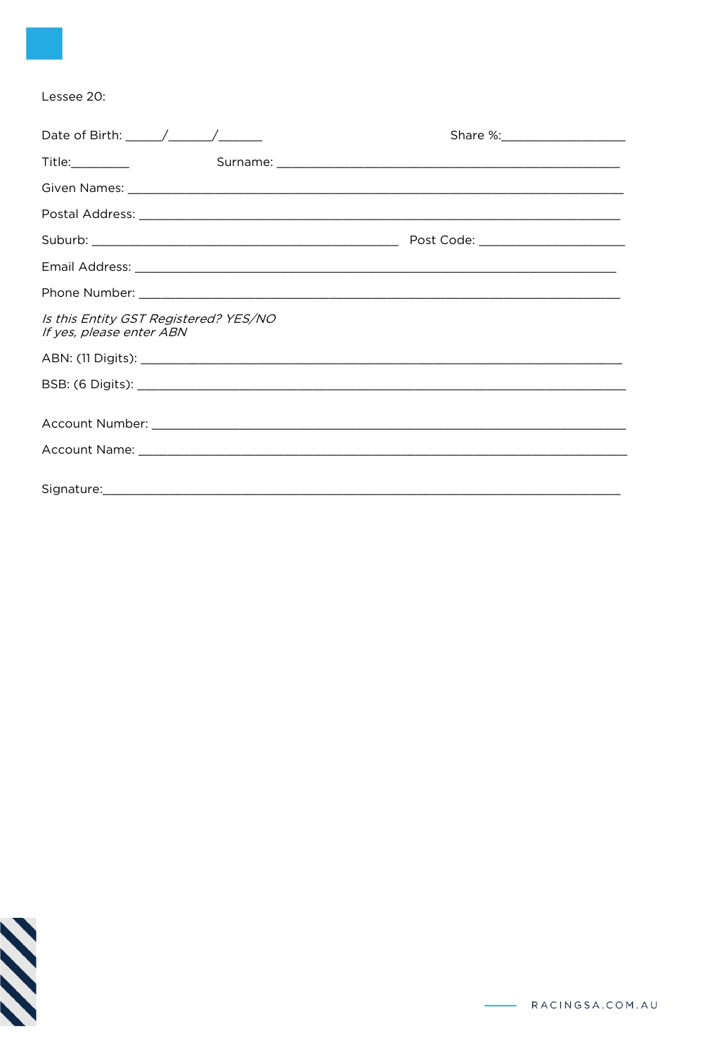Lessee 20:

Date of Birth: _____/______/______ Share %:_________________

Title:_________ Surname: _______________________________________________

Given Names: ____________________________________________________________

Postal Address: __________________________________________________________

Suburb: ________________________________________ Post Code: ____________________

Email Address: ___________________________________________________________

Phone Number: ___________________________________________________________

*Is this Entity GST Registered? YES/NO*
*If yes, please enter ABN*

ABN: (11 Digits): _________________________________________________________

BSB: (6 Digits): __________________________________________________________

Account Number: _________________________________________________________

Account Name: ___________________________________________________________

Signature:_______________________________________________________________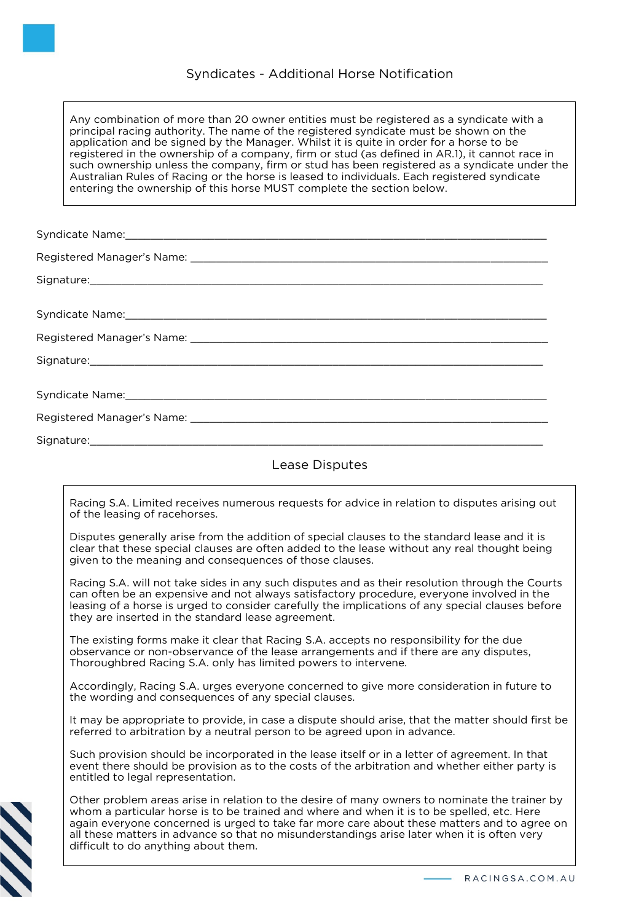## Syndicates - Additional Horse Notification

Any combination of more than 20 owner entities must be registered as a syndicate with a principal racing authority. The name of the registered syndicate must be shown on the application and be signed by the Manager. Whilst it is quite in order for a horse to be registered in the ownership of a company, firm or stud (as defined in AR.1), it cannot race in such ownership unless the company, firm or stud has been registered as a syndicate under the Australian Rules of Racing or the horse is leased to individuals. Each registered syndicate entering the ownership of this horse MUST complete the section below.

Syndicate Name:\_\_\_\_\_\_\_\_\_\_\_\_\_\_\_\_\_\_\_\_\_\_\_\_\_\_\_\_\_\_\_\_\_\_\_\_\_\_\_\_\_\_\_\_\_\_\_\_\_\_\_\_

Registered Manager's Name: \_\_\_\_\_\_\_\_\_\_\_\_\_\_\_\_\_\_\_\_\_\_\_\_\_\_\_\_\_\_\_\_\_\_\_\_\_\_\_\_\_\_\_\_

Signature:\_\_\_\_\_\_\_\_\_\_\_\_\_\_\_\_\_\_\_\_\_\_\_\_\_\_\_\_\_\_\_\_\_\_\_\_\_\_\_\_\_\_\_\_\_\_\_\_\_\_\_\_\_\_\_\_\_

Syndicate Name:\_\_\_\_\_\_\_\_\_\_\_\_\_\_\_\_\_\_\_\_\_\_\_\_\_\_\_\_\_\_\_\_\_\_\_\_\_\_\_\_\_\_\_\_\_\_\_\_\_\_\_\_

Registered Manager's Name: \_\_\_\_\_\_\_\_\_\_\_\_\_\_\_\_\_\_\_\_\_\_\_\_\_\_\_\_\_\_\_\_\_\_\_\_\_\_\_\_\_\_\_\_

Signature:\_\_\_\_\_\_\_\_\_\_\_\_\_\_\_\_\_\_\_\_\_\_\_\_\_\_\_\_\_\_\_\_\_\_\_\_\_\_\_\_\_\_\_\_\_\_\_\_\_\_\_\_\_\_\_\_\_

Syndicate Name:\_\_\_\_\_\_\_\_\_\_\_\_\_\_\_\_\_\_\_\_\_\_\_\_\_\_\_\_\_\_\_\_\_\_\_\_\_\_\_\_\_\_\_\_\_\_\_\_\_\_\_\_

Registered Manager's Name: \_\_\_\_\_\_\_\_\_\_\_\_\_\_\_\_\_\_\_\_\_\_\_\_\_\_\_\_\_\_\_\_\_\_\_\_\_\_\_\_\_\_\_\_

Signature:\_\_\_\_\_\_\_\_\_\_\_\_\_\_\_\_\_\_\_\_\_\_\_\_\_\_\_\_\_\_\_\_\_\_\_\_\_\_\_\_\_\_\_\_\_\_\_\_\_\_\_\_\_\_\_\_\_

## Lease Disputes

Racing S.A. Limited receives numerous requests for advice in relation to disputes arising out of the leasing of racehorses.

Disputes generally arise from the addition of special clauses to the standard lease and it is clear that these special clauses are often added to the lease without any real thought being given to the meaning and consequences of those clauses.

Racing S.A. will not take sides in any such disputes and as their resolution through the Courts can often be an expensive and not always satisfactory procedure, everyone involved in the leasing of a horse is urged to consider carefully the implications of any special clauses before they are inserted in the standard lease agreement.

The existing forms make it clear that Racing S.A. accepts no responsibility for the due observance or non-observance of the lease arrangements and if there are any disputes, Thoroughbred Racing S.A. only has limited powers to intervene.

Accordingly, Racing S.A. urges everyone concerned to give more consideration in future to the wording and consequences of any special clauses.

It may be appropriate to provide, in case a dispute should arise, that the matter should first be referred to arbitration by a neutral person to be agreed upon in advance.

Such provision should be incorporated in the lease itself or in a letter of agreement. In that event there should be provision as to the costs of the arbitration and whether either party is entitled to legal representation.

Other problem areas arise in relation to the desire of many owners to nominate the trainer by whom a particular horse is to be trained and where and when it is to be spelled, etc. Here again everyone concerned is urged to take far more care about these matters and to agree on all these matters in advance so that no misunderstandings arise later when it is often very difficult to do anything about them.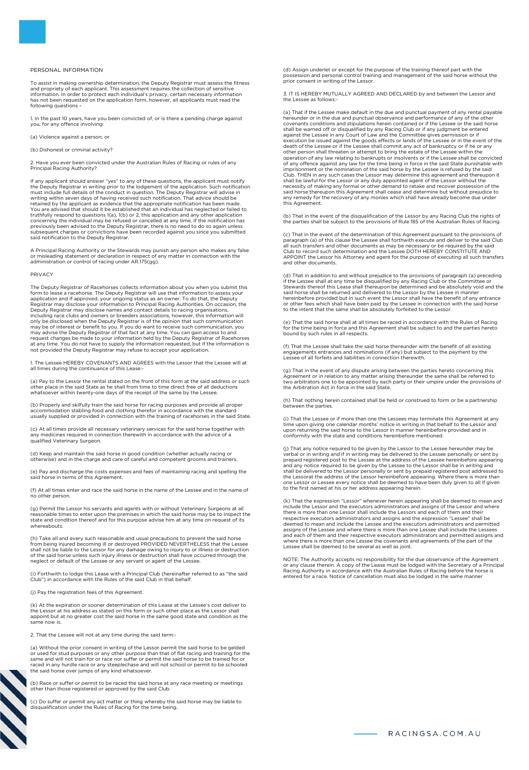PERSONAL INFORMATION

To assist in making ownership determination, the Deputy Registrar must assess the fitness and propriety of each applicant. This assessment requires the collection of sensitive information. In order to protect each individual's privacy, certain necessary information has not been requested on the application form, however, all applicants must read the following questions –

1. In the past 10 years, have you been convicted of, or is there a pending charge against you, for any offence involving:

(a) Violence against a person; or

(b) Dishonest or criminal activity?

2. Have you ever been convicted under the Australian Rules of Racing or rules of any Principal Racing Authority?

If any applicant should answer "yes" to any of these questions, the applicant must notify the Deputy Registrar in writing prior to the lodgement of the application. Such notification must include full details of the conduct in question. The Deputy Registrar will advise in writing within seven days of having received such notification. That advice should be retained by the applicant as evidence that the appropriate notification has been made. You are advised that should it be established that an individual has neglected or failed to truthfully respond to questions 1(a), 1(b) or 2, this application and any other application concerning the individual may be refused or cancelled at any time. If the notification has previously been advised to the Deputy Registrar, there is no need to do so again unless subsequent charges or convictions have been recorded against you since you submitted said notification to the Deputy Registrar.

A Principal Racing Authority or the Stewards may punish any person who makes any false or misleading statement or declaration in respect of any matter in connection with the administration or control of racing under AR.175(gg).

PRIVACY

The Deputy Registrar of Racehorses collects information about you when you submit this form to lease a racehorse. The Deputy Registrar will use that information to assess your application and if approved, your ongoing status as an owner. To do that, the Deputy Registrar may disclose your information to Principal Racing Authorities. On occasion, the Deputy Registrar may disclose names and contact details to racing organisations, including race clubs and owners or breeders associations, however, this information will only be disclosed when the Deputy Registrar is of the opinion that such communication may be of interest or benefit to you. If you do want to receive such communication, you may advise the Deputy Registrar of that fact at any time. You can gain access to and request changes be made to your information held by the Deputy Registrar of Racehorses at any time. You do not have to supply the information requested, but if the information is not provided the Deputy Registrar may refuse to accept your application.

1. The Lessee HEREBY COVENANTS AND AGREES with the Lessor that the Lessee will at all times during the continuance of this Lease:-

(a) Pay to the Lessor the rental stated on the front of this form at the said address or such other place in the said State as he shall from time to time direct free of all deductions whatsoever within twenty-one days of the receipt of the same by the Lessee.

(b) Properly and skilfully train the said horse for racing purposes and provide all proper accommodation stabling food and clothing therefor in accordance with the standard usually supplied or provided in connection with the training of racehorses in the said State.

(c) At all times provide all necessary veterinary services for the said horse together with any medicines required in connection therewith in accordance with the advice of a qualified Veterinary Surgeon.

(d) Keep and maintain the said horse in good condition (whether actually racing or otherwise) and in the charge and care of careful and competent grooms and trainers.

(e) Pay and discharge the costs expenses and fees of maintaining racing and spelling the said horse in terms of this Agreement.

(f) At all times enter and race the said horse in the name of the Lessee and in the name of no other person.

(g) Permit the Lessor his servants and agents with or without Veterinary Surgeons at all reasonable times to enter upon the premises in which the said horse may be to inspect the state and condition thereof and for this purpose advise him at any time on request of its whereabouts.

(h) Take all and every such reasonable and usual precautions to prevent the said horse from being injured becoming ill or destroyed PROVIDED NEVERTHELESS that the Lessee shall not be liable to the Lessor for any damage owing to injury to or illness or destruction of the said horse unless such injury illness or destruction shall have occurred through the neglect or default of the Lessee or any servant or agent of the Lessee.

(i) Forthwith to lodge this Lease with a Principal Club (hereinafter referred to as "the said Club") in accordance with the Rules of the said Club in that behalf.

(j) Pay the registration fees of this Agreement.

(k) At the expiration or sooner determination of this Lease at the Lessee's cost deliver to the Lessor at his address as stated on this form or such other place as the Lessor shall appoint but at no greater cost the said horse in the same good state and condition as the same now is.

2. That the Lessee will not at any time during the said term:-

(a) Without the prior consent in writing of the Lessor permit the said horse to be gelded or used for stud purposes or any other purpose than that of flat racing and training for the same and will not train for or race nor suffer or permit the said horse to be trained for or raced in any hurdle race or any steeplechase and will not school or permit to be schooled the said horse over jumps of any kind whatsoever.

(b) Race or suffer or permit to be raced the said horse at any race meeting or meetings other than those registered or approved by the said Club.

(c) Do suffer or permit any act matter or thing whereby the said horse may be liable to disqualification under the Rules of Racing for the time being.

(d) Assign underlet or except for the purpose of the training thereof part with the possession and personal control training and management of the said horse without the prior consent in writing of the Lessor.

3. IT IS HEREBY MUTUALLY AGREED AND DECLARED by and between the Lessor and the Lessee as follows:-

(a) That if the Lessee make default in the due and punctual payment of any rental payable hereunder or in the due and punctual observance and performance of any of the other covenants conditions and stipulations herein contained or if the Lessee or the said horse shall be warned off or disqualified by any Racing Club or if any judgment be entered against the Lessee in any Court of Law and the Committee gives permission or if execution be issued against the goods effects or lands of the Lessee or in the event of the death of the Lessee or if the Lessee shall commit any act of bankruptcy or if he or any other person shall threaten or attempt to bring the estate of the Lessee within the operation of any law relating to bankrupts or insolvents or if the Lessee shall be convicted of any offence against any law for the time being in force in the said State punishable with imprisonment or the nomination of the said horse by the Lessee is refused by the said Club. THEN in any such cases the Lessor may determine this agreement and thereupon it shall be lawful for the Lessor or any duly appointed agent of the Lessor without the necessity of making any formal or other demand to retake and recover possession of the said horse thereupon this Agreement shall cease and determine but without prejudice to any remedy for the recovery of any monies which shall have already become due under this Agreement.

(b) That in the event of the disqualification of the Lessor by any Racing Club the rights of the parties shall be subject to the provisions of Rule 185 of the Australian Rules of Racing.

(c) That in the event of the determination of this Agreement pursuant to the provisions of paragraph (a) of this clause the Lessee shall forthwith execute and deliver to the said Club all such transfers and other documents as may be necessary or be required by the said Club to record such determination and the Lessee DOTH HEREBY CONSTITUTE AND APPOINT the Lessor his Attorney and agent for the purpose of executing all such transfers and other documents.

(d) That in addition to and without prejudice to the provisions of paragraph (a) preceding if the Lessee shall at any time be disqualified by any Racing Club or the Committee or Stewards thereof this Lease shall thereupon be determined and be absolutely void and the said horse shall be returned and delivered to the Lessor by the Lessee in manner hereinbefore provided but in such event the Lessor shall have the benefit of any entrance or other fees which shall have been paid by the Lessee in connection with the said horse to the intent that the same shall be absolutely forfeited to the Lessor.

(e) That the said horse shall at all times be raced in accordance with the Rules of Racing for the time being in force and this Agreement shall be subject to and the parties hereto bound by such rules in all respects.

(f) That the Lessee shall take the said horse thereunder with the benefit of all existing engagements entrances and nominations (if any) but subject to the payment by the Lessee of all forfeits and liabilities in connection therewith.

(g) That in the event of any dispute arising between the parties hereto concerning this Agreement or in relation to any matter arising thereunder the same shall be referred to two arbitrators one to be appointed by each party or their umpire under the provisions of the Arbitration Act in force in the said State.

(h) That nothing herein contained shall be held or construed to form or be a partnership between the parties.

(i) That the Lessee or if more than one the Lessees may terminate this Agreement at any time upon giving one calendar months' notice in writing in that behalf to the Lessor and upon returning the said horse to the Lessor in manner hereinbefore provided and in conformity with the state and conditions hereinbefore mentioned.

(j) That any notice required to be given by the Lessor to the Lessee hereunder may be verbal or in writing and if in writing may be delivered to the Lessee personally or sent by prepaid registered post to the Lessee at the address of the Lessee hereinbefore appearing and any notice required to be given by the Lessee to the Lessor shall be in writing and shall be delivered to the Lessor personally or sent by prepaid registered post addressed to the Lessorat the address of the Lessor hereinbefore appearing. Where there is more than one Lessor or Lessee every notice shall be deemed to have been duly given to all if given to the first named at his or her address appearing herein.

(k) That the expression "Lessor" whenever herein appearing shall be deemed to mean and include the Lessor and the executors administrators and assigns of the Lessor and where there is more than one Lessor shall include the Lessors and each of them and their respective executors administrators and assigns and the expression "Lessee" shall be deemed to mean and include the Lessee and the executors administrators and permitted assigns of the Lessee and where there is more than one Lessee shall include the Lessees and each of them and their respective executors administrators and permitted assigns and where there is more than one Lessee the covenants and agreements of the part of the Lessee shall be deemed to be several as well as joint.

NOTE: The Authority accepts no responsibility for the due observance of the Agreement or any clause therein. A copy of the Lease must be lodged with the Secretary of a Principal Racing Authority in accordance with the Australian Rules of Racing before the horse is entered for a race. Notice of cancellation must also be lodged in the same manner